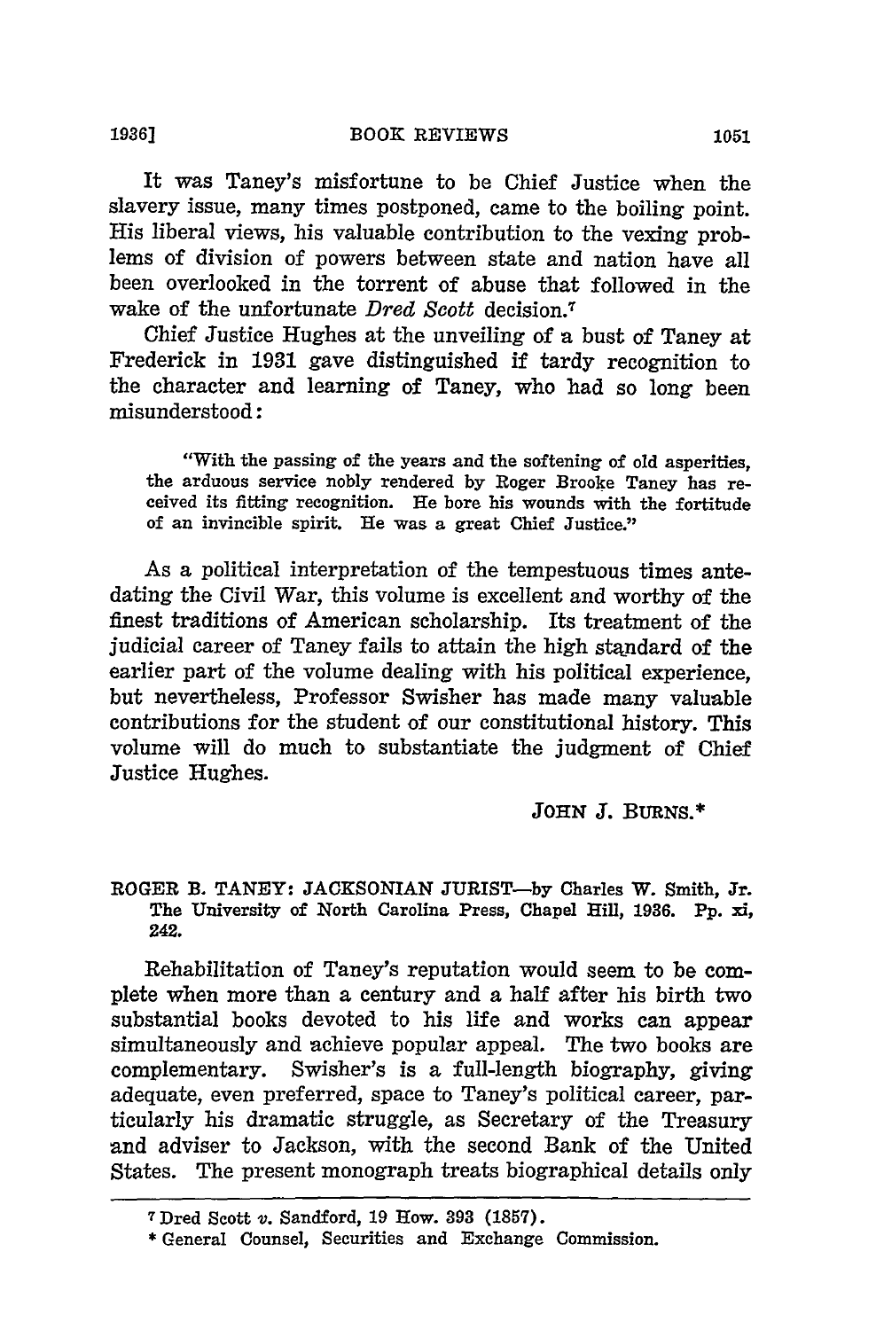It was Taney's misfortune to be Chief Justice when the slavery issue, many times postponed, came to the boiling point. His liberal views, his valuable contribution to the vexing problems of division of powers between state and nation have all been overlooked in the torrent of abuse that followed in the wake of the unfortunate *Dred Scott* decision.[7]

Chief Justice Hughes at the unveiling of a bust of Taney at Frederick in 1931 gave distinguished if tardy recognition to the character and learning of Taney, who had so long been misunderstood:

> "With the passing of the years and the softening of old asperities, the arduous service nobly rendered by Roger Brooke Taney has received its fitting recognition. He bore his wounds with the fortitude of an invincible spirit. He was a great Chief Justice."

As a political interpretation of the tempestuous times antedating the Civil War, this volume is excellent and worthy of the finest traditions of American scholarship. Its treatment of the judicial career of Taney fails to attain the high standard of the earlier part of the volume dealing with his political experience, but nevertheless, Professor Swisher has made many valuable contributions for the student of our constitutional history. This volume will do much to substantiate the judgment of Chief Justice Hughes.

JOHN J. BURNS.*

ROGER B. TANEY: JACKSONIAN JURIST—by Charles W. Smith, Jr. The University of North Carolina Press, Chapel Hill, 1936. Pp. xi, 242.

Rehabilitation of Taney's reputation would seem to be complete when more than a century and a half after his birth two substantial books devoted to his life and works can appear simultaneously and achieve popular appeal. The two books are complementary. Swisher's is a full-length biography, giving adequate, even preferred, space to Taney's political career, particularly his dramatic struggle, as Secretary of the Treasury and adviser to Jackson, with the second Bank of the United States. The present monograph treats biographical details only

---

[7] Dred Scott *v.* Sandford, 19 How. 393 (1857).

\* General Counsel, Securities and Exchange Commission.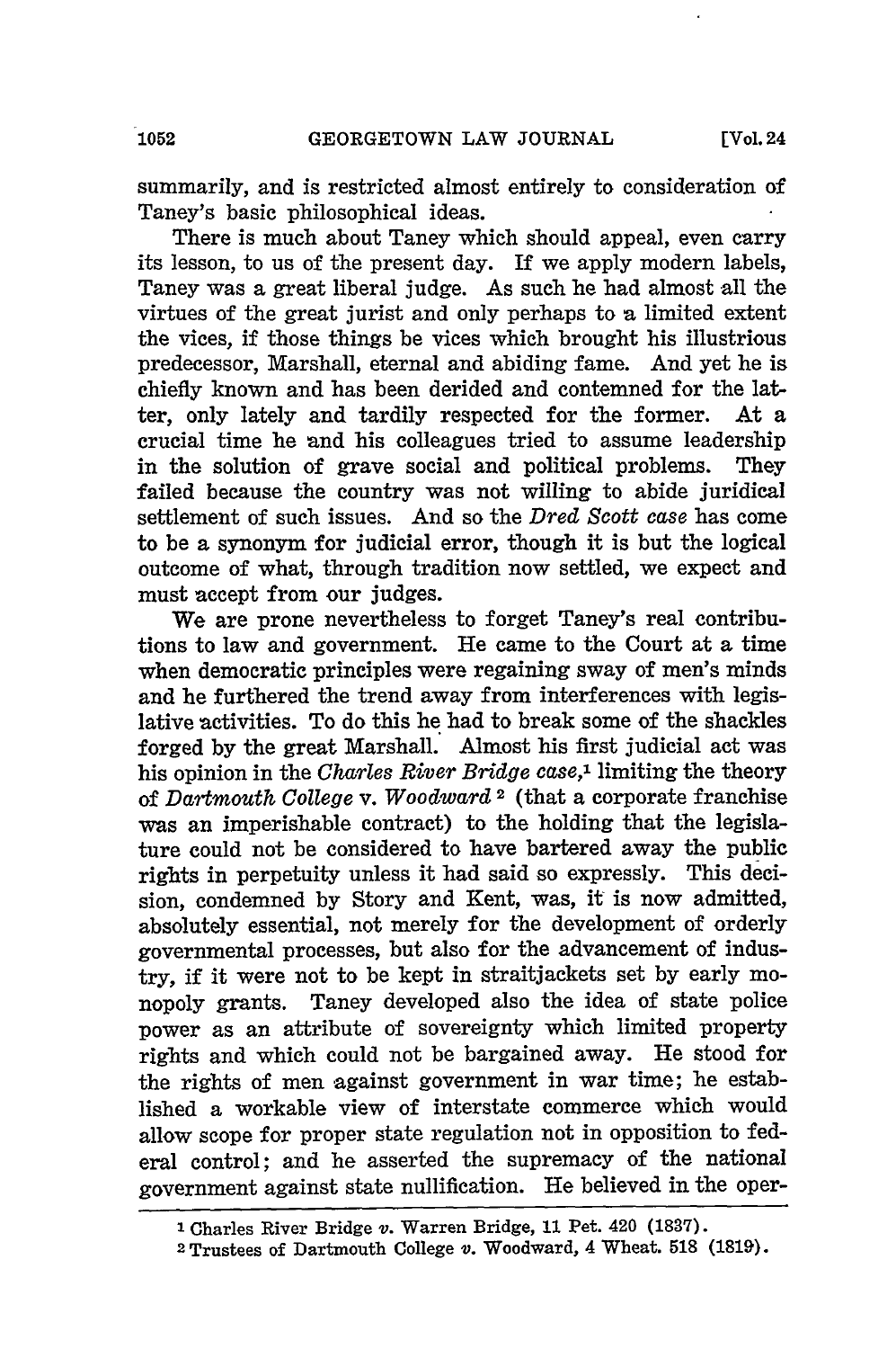summarily, and is restricted almost entirely to consideration of Taney's basic philosophical ideas.

There is much about Taney which should appeal, even carry its lesson, to us of the present day. If we apply modern labels, Taney was a great liberal judge. As such he had almost all the virtues of the great jurist and only perhaps to a limited extent the vices, if those things be vices which brought his illustrious predecessor, Marshall, eternal and abiding fame. And yet he is chiefly known and has been derided and contemned for the latter, only lately and tardily respected for the former. At a crucial time he and his colleagues tried to assume leadership in the solution of grave social and political problems. They failed because the country was not willing to abide juridical settlement of such issues. And so the *Dred Scott case* has come to be a synonym for judicial error, though it is but the logical outcome of what, through tradition now settled, we expect and must accept from our judges.

We are prone nevertheless to forget Taney's real contributions to law and government. He came to the Court at a time when democratic principles were regaining sway of men's minds and he furthered the trend away from interferences with legislative activities. To do this he had to break some of the shackles forged by the great Marshall. Almost his first judicial act was his opinion in the *Charles River Bridge case*,[1] limiting the theory of *Dartmouth College* v. *Woodward* [2] (that a corporate franchise was an imperishable contract) to the holding that the legislature could not be considered to have bartered away the public rights in perpetuity unless it had said so expressly. This decision, condemned by Story and Kent, was, it is now admitted, absolutely essential, not merely for the development of orderly governmental processes, but also for the advancement of industry, if it were not to be kept in straitjackets set by early monopoly grants. Taney developed also the idea of state police power as an attribute of sovereignty which limited property rights and which could not be bargained away. He stood for the rights of men against government in war time; he established a workable view of interstate commerce which would allow scope for proper state regulation not in opposition to federal control; and he asserted the supremacy of the national government against state nullification. He believed in the oper-

---

[1] Charles River Bridge *v.* Warren Bridge, 11 Pet. 420 (1837).

[2] Trustees of Dartmouth College *v.* Woodward, 4 Wheat. 518 (1819).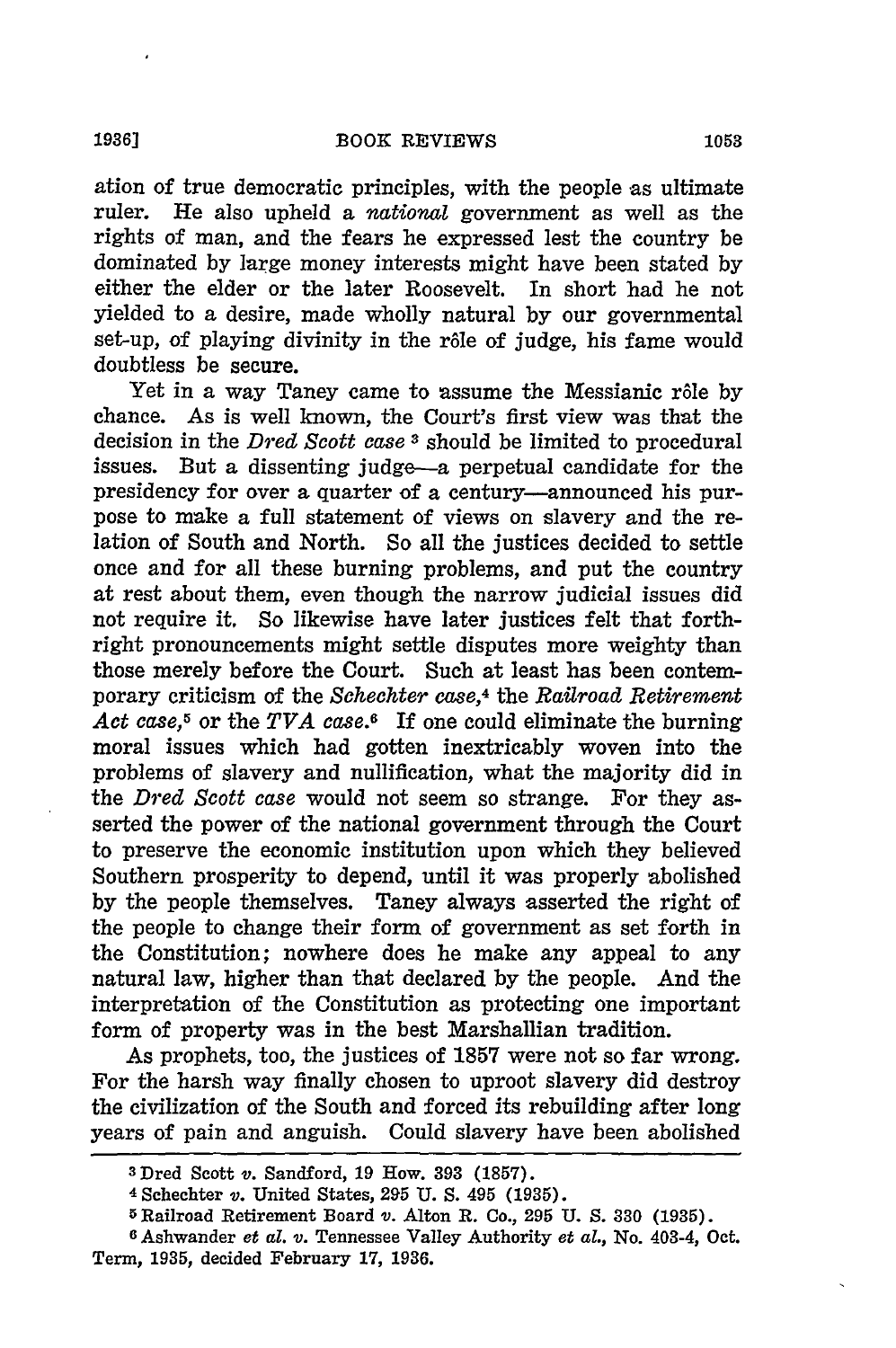ation of true democratic principles, with the people as ultimate ruler. He also upheld a *national* government as well as the rights of man, and the fears he expressed lest the country be dominated by large money interests might have been stated by either the elder or the later Roosevelt. In short had he not yielded to a desire, made wholly natural by our governmental set-up, of playing divinity in the rôle of judge, his fame would doubtless be secure.

Yet in a way Taney came to assume the Messianic rôle by chance. As is well known, the Court's first view was that the decision in the *Dred Scott case* [3] should be limited to procedural issues. But a dissenting judge—a perpetual candidate for the presidency for over a quarter of a century—announced his purpose to make a full statement of views on slavery and the relation of South and North. So all the justices decided to settle once and for all these burning problems, and put the country at rest about them, even though the narrow judicial issues did not require it. So likewise have later justices felt that forthright pronouncements might settle disputes more weighty than those merely before the Court. Such at least has been contemporary criticism of the *Schechter case*,[4] the *Railroad Retirement Act case*,[5] or the *TVA case*.[6] If one could eliminate the burning moral issues which had gotten inextricably woven into the problems of slavery and nullification, what the majority did in the *Dred Scott case* would not seem so strange. For they asserted the power of the national government through the Court to preserve the economic institution upon which they believed Southern prosperity to depend, until it was properly abolished by the people themselves. Taney always asserted the right of the people to change their form of government as set forth in the Constitution; nowhere does he make any appeal to any natural law, higher than that declared by the people. And the interpretation of the Constitution as protecting one important form of property was in the best Marshallian tradition.

As prophets, too, the justices of 1857 were not so far wrong. For the harsh way finally chosen to uproot slavery did destroy the civilization of the South and forced its rebuilding after long years of pain and anguish. Could slavery have been abolished

---

[3] Dred Scott *v.* Sandford, 19 How. 393 (1857).

[4] Schechter *v.* United States, 295 U. S. 495 (1935).

[5] Railroad Retirement Board *v.* Alton R. Co., 295 U. S. 330 (1935).

[6] Ashwander *et al. v.* Tennessee Valley Authority *et al.*, No. 403-4, Oct. Term, 1935, decided February 17, 1936.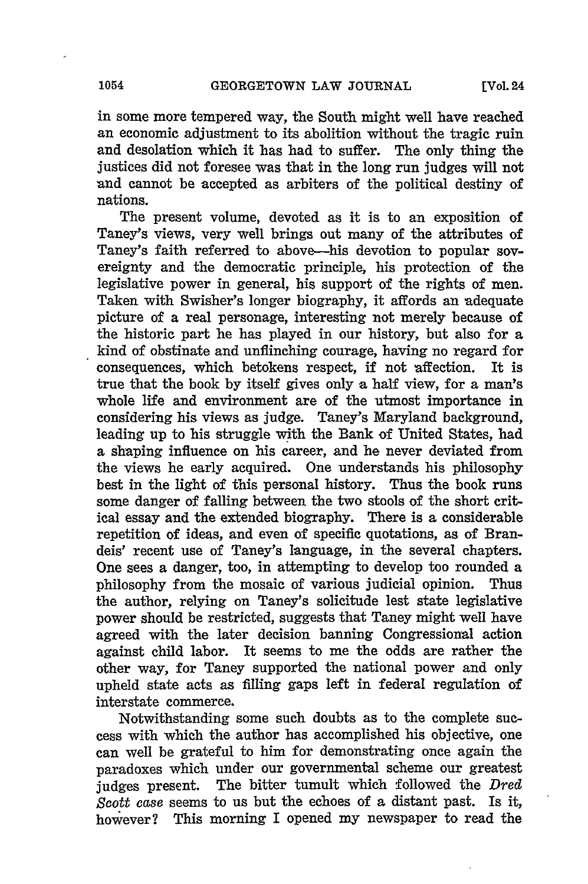in some more tempered way, the South might well have reached an economic adjustment to its abolition without the tragic ruin and desolation which it has had to suffer. The only thing the justices did not foresee was that in the long run judges will not and cannot be accepted as arbiters of the political destiny of nations.

The present volume, devoted as it is to an exposition of Taney's views, very well brings out many of the attributes of Taney's faith referred to above—his devotion to popular sovereignty and the democratic principle, his protection of the legislative power in general, his support of the rights of men. Taken with Swisher's longer biography, it affords an adequate picture of a real personage, interesting not merely because of the historic part he has played in our history, but also for a kind of obstinate and unflinching courage, having no regard for consequences, which betokens respect, if not affection. It is true that the book by itself gives only a half view, for a man's whole life and environment are of the utmost importance in considering his views as judge. Taney's Maryland background, leading up to his struggle with the Bank of United States, had a shaping influence on his career, and he never deviated from the views he early acquired. One understands his philosophy best in the light of this personal history. Thus the book runs some danger of falling between the two stools of the short critical essay and the extended biography. There is a considerable repetition of ideas, and even of specific quotations, as of Brandeis' recent use of Taney's language, in the several chapters. One sees a danger, too, in attempting to develop too rounded a philosophy from the mosaic of various judicial opinion. Thus the author, relying on Taney's solicitude lest state legislative power should be restricted, suggests that Taney might well have agreed with the later decision banning Congressional action against child labor. It seems to me the odds are rather the other way, for Taney supported the national power and only upheld state acts as filling gaps left in federal regulation of interstate commerce.

Notwithstanding some such doubts as to the complete success with which the author has accomplished his objective, one can well be grateful to him for demonstrating once again the paradoxes which under our governmental scheme our greatest judges present. The bitter tumult which followed the *Dred Scott case* seems to us but the echoes of a distant past. Is it, however? This morning I opened my newspaper to read the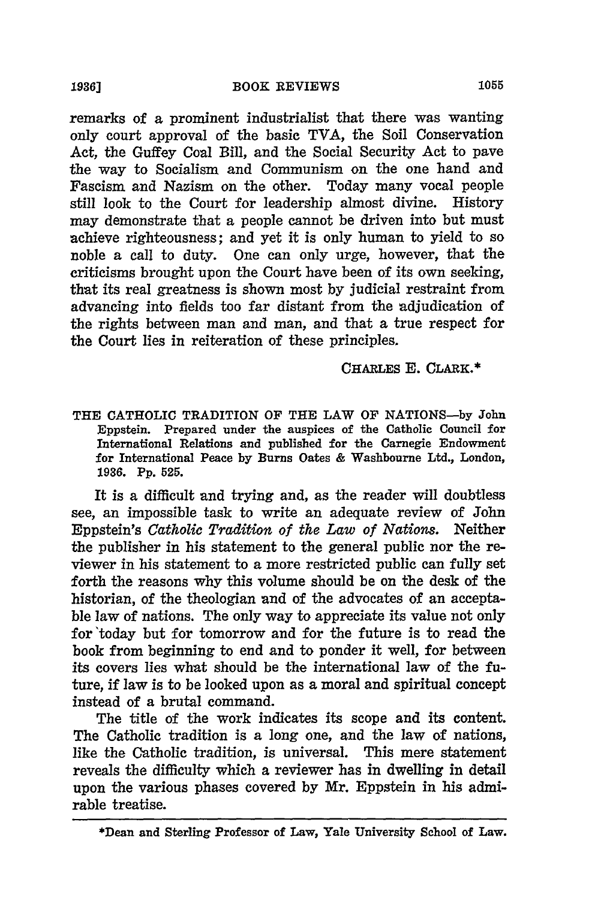remarks of a prominent industrialist that there was wanting only court approval of the basic TVA, the Soil Conservation Act, the Guffey Coal Bill, and the Social Security Act to pave the way to Socialism and Communism on the one hand and Fascism and Nazism on the other. Today many vocal people still look to the Court for leadership almost divine. History may demonstrate that a people cannot be driven into but must achieve righteousness; and yet it is only human to yield to so noble a call to duty. One can only urge, however, that the criticisms brought upon the Court have been of its own seeking, that its real greatness is shown most by judicial restraint from advancing into fields too far distant from the adjudication of the rights between man and man, and that a true respect for the Court lies in reiteration of these principles.

CHARLES E. CLARK.*

THE CATHOLIC TRADITION OF THE LAW OF NATIONS—by John Eppstein. Prepared under the auspices of the Catholic Council for International Relations and published for the Carnegie Endowment for International Peace by Burns Oates & Washbourne Ltd., London, 1936. Pp. 525.

It is a difficult and trying and, as the reader will doubtless see, an impossible task to write an adequate review of John Eppstein's *Catholic Tradition of the Law of Nations.* Neither the publisher in his statement to the general public nor the reviewer in his statement to a more restricted public can fully set forth the reasons why this volume should be on the desk of the historian, of the theologian and of the advocates of an acceptable law of nations. The only way to appreciate its value not only for today but for tomorrow and for the future is to read the book from beginning to end and to ponder it well, for between its covers lies what should be the international law of the future, if law is to be looked upon as a moral and spiritual concept instead of a brutal command.

The title of the work indicates its scope and its content. The Catholic tradition is a long one, and the law of nations, like the Catholic tradition, is universal. This mere statement reveals the difficulty which a reviewer has in dwelling in detail upon the various phases covered by Mr. Eppstein in his admirable treatise.

*Dean and Sterling Professor of Law, Yale University School of Law.